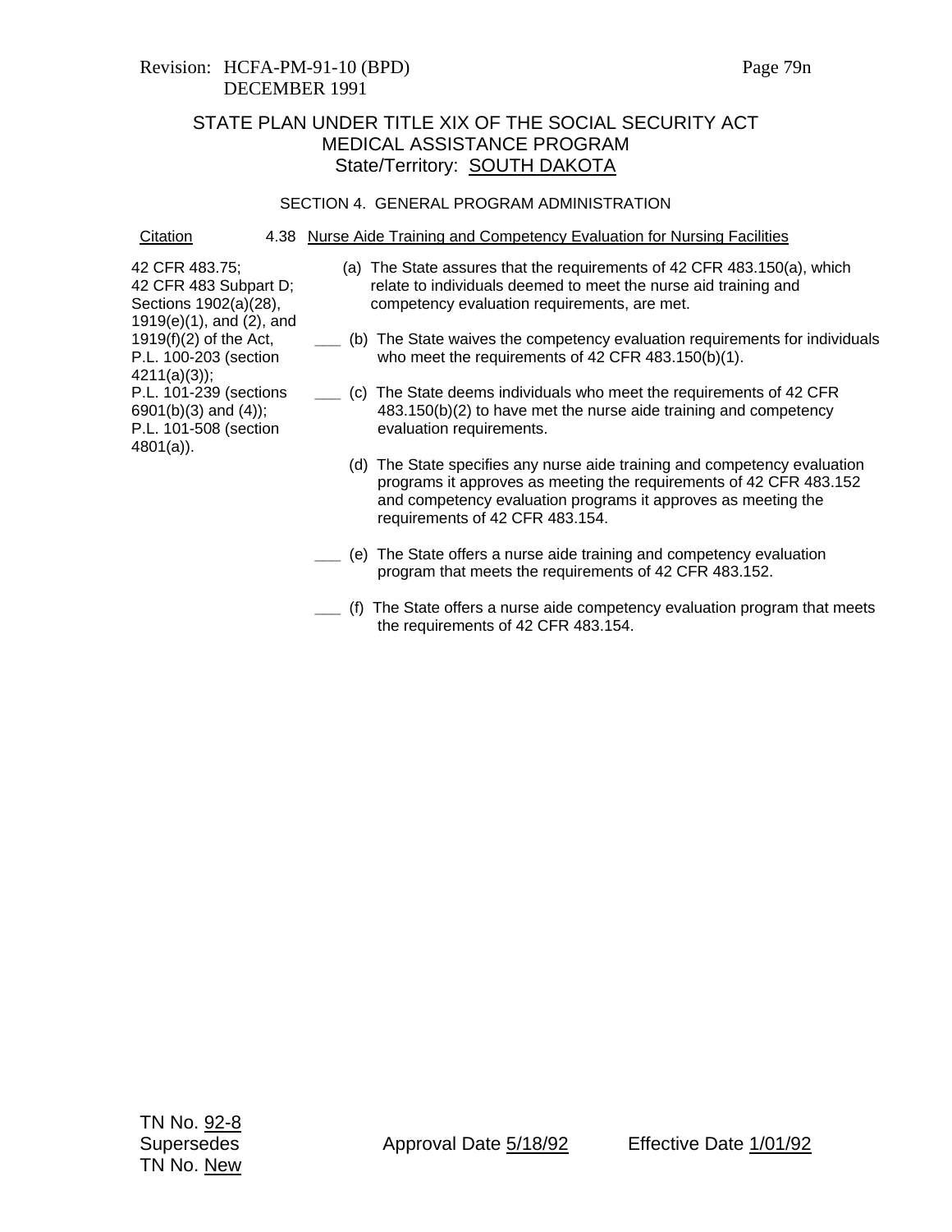Revision: HCFA-PM-91-10 (BPD)
DECEMBER 1991

STATE PLAN UNDER TITLE XIX OF THE SOCIAL SECURITY ACT
MEDICAL ASSISTANCE PROGRAM
State/Territory: SOUTH DAKOTA

SECTION 4. GENERAL PROGRAM ADMINISTRATION

| Citation | 4.38 Nurse Aide Training and Competency Evaluation for Nursing Facilities |
| --- | --- |
| 42 CFR 483.75; 42 CFR 483 Subpart D; Sections 1902(a)(28), 1919(e)(1), and (2), and 1919(f)(2) of the Act, P.L. 100-203 (section 4211(a)(3)); P.L. 101-239 (sections 6901(b)(3) and (4)); P.L. 101-508 (section 4801(a)). | (a) The State assures that the requirements of 42 CFR 483.150(a), which relate to individuals deemed to meet the nurse aid training and competency evaluation requirements, are met. |
| | ___ (b) The State waives the competency evaluation requirements for individuals who meet the requirements of 42 CFR 483.150(b)(1). |
| | ___ (c) The State deems individuals who meet the requirements of 42 CFR 483.150(b)(2) to have met the nurse aide training and competency evaluation requirements. |
| | (d) The State specifies any nurse aide training and competency evaluation programs it approves as meeting the requirements of 42 CFR 483.152 and competency evaluation programs it approves as meeting the requirements of 42 CFR 483.154. |
| | ___ (e) The State offers a nurse aide training and competency evaluation program that meets the requirements of 42 CFR 483.152. |
| | ___ (f) The State offers a nurse aide competency evaluation program that meets the requirements of 42 CFR 483.154. |

TN No. 92-8
Supersedes
TN No. New

Approval Date 5/18/92

Effective Date 1/01/92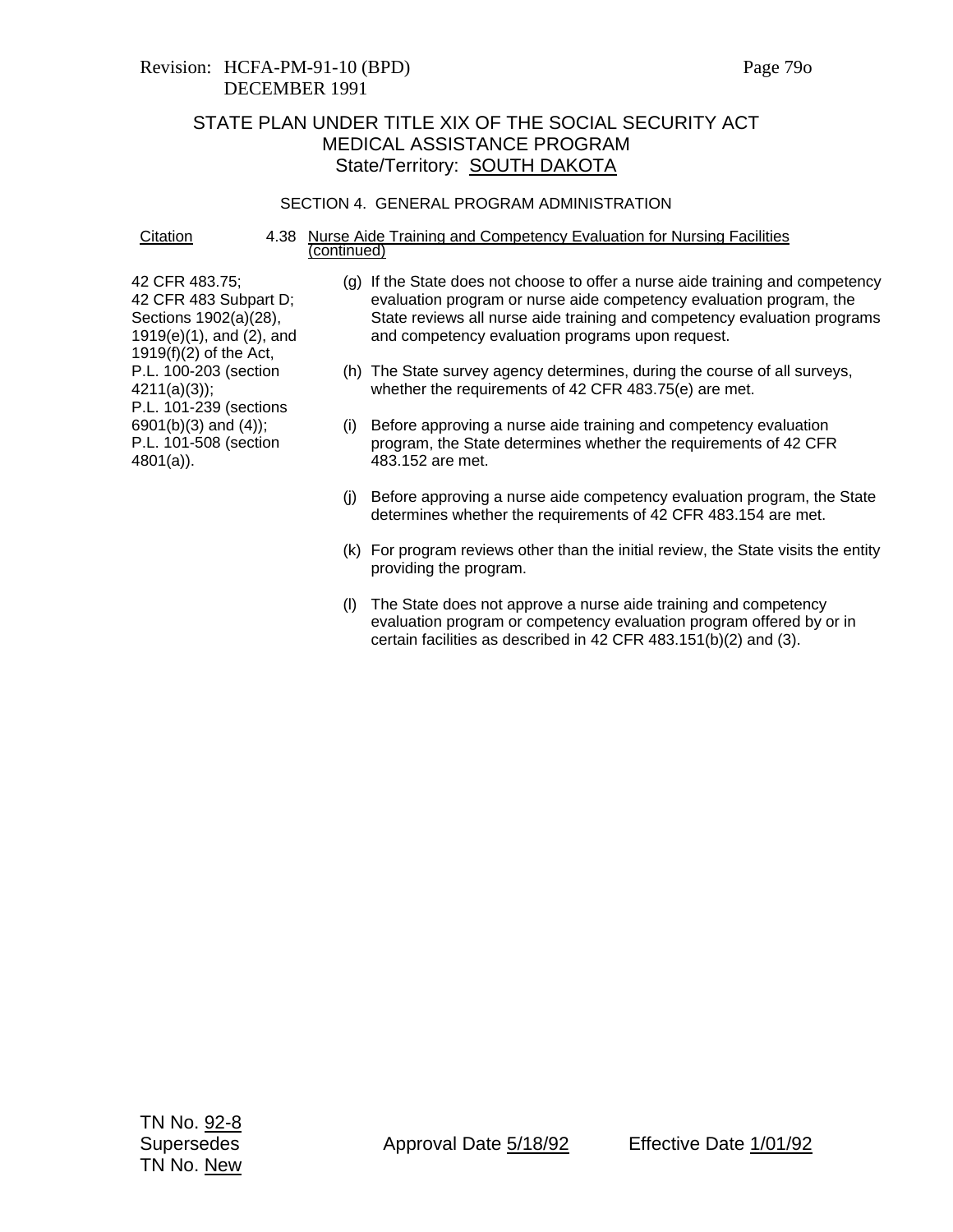STATE PLAN UNDER TITLE XIX OF THE SOCIAL SECURITY ACT
MEDICAL ASSISTANCE PROGRAM
State/Territory: SOUTH DAKOTA

SECTION 4. GENERAL PROGRAM ADMINISTRATION

| Citation | 4.38 Nurse Aide Training and Competency Evaluation for Nursing Facilities (continued) |
|---|---|
| 42 CFR 483.75; 42 CFR 483 Subpart D; Sections 1902(a)(28), 1919(e)(1), and (2), and 1919(f)(2) of the Act, P.L. 100-203 (section 4211(a)(3)); P.L. 101-239 (sections 6901(b)(3) and (4)); P.L. 101-508 (section 4801(a)). | (g) If the State does not choose to offer a nurse aide training and competency evaluation program or nurse aide competency evaluation program, the State reviews all nurse aide training and competency evaluation programs and competency evaluation programs upon request.<br><br>(h) The State survey agency determines, during the course of all surveys, whether the requirements of 42 CFR 483.75(e) are met.<br><br>(i) Before approving a nurse aide training and competency evaluation program, the State determines whether the requirements of 42 CFR 483.152 are met.<br><br>(j) Before approving a nurse aide competency evaluation program, the State determines whether the requirements of 42 CFR 483.154 are met.<br><br>(k) For program reviews other than the initial review, the State visits the entity providing the program.<br><br>(l) The State does not approve a nurse aide training and competency evaluation program or competency evaluation program offered by or in certain facilities as described in 42 CFR 483.151(b)(2) and (3). |

TN No. 92-8
Supersedes
TN No. New

Approval Date 5/18/92 Effective Date 1/01/92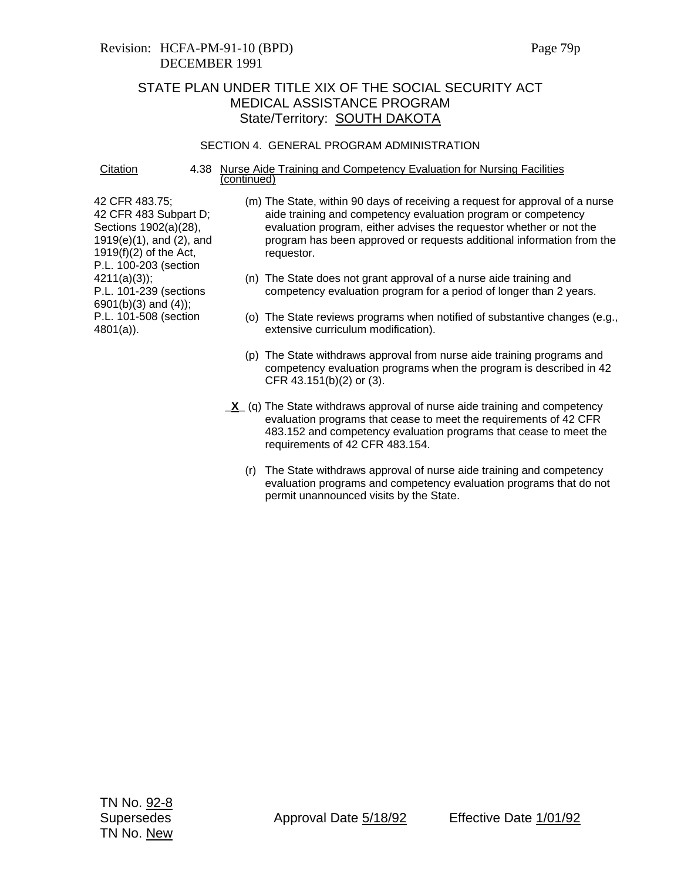Revision: HCFA-PM-91-10 (BPD)
DECEMBER 1991

## STATE PLAN UNDER TITLE XIX OF THE SOCIAL SECURITY ACT
## MEDICAL ASSISTANCE PROGRAM
### State/Territory: SOUTH DAKOTA

SECTION 4. GENERAL PROGRAM ADMINISTRATION

| Citation | 4.38 Nurse Aide Training and Competency Evaluation for Nursing Facilities (continued) |
|---|---|
| 42 CFR 483.75; 42 CFR 483 Subpart D; Sections 1902(a)(28), 1919(e)(1), and (2), and 1919(f)(2) of the Act, P.L. 100-203 (section 4211(a)(3)); P.L. 101-239 (sections 6901(b)(3) and (4)); P.L. 101-508 (section 4801(a)). | (m) The State, within 90 days of receiving a request for approval of a nurse aide training and competency evaluation program or competency evaluation program, either advises the requestor whether or not the program has been approved or requests additional information from the requestor. |
| | (n) The State does not grant approval of a nurse aide training and competency evaluation program for a period of longer than 2 years. |
| | (o) The State reviews programs when notified of substantive changes (e.g., extensive curriculum modification). |
| | (p) The State withdraws approval from nurse aide training programs and competency evaluation programs when the program is described in 42 CFR 43.151(b)(2) or (3). |
| | _X_ (q) The State withdraws approval of nurse aide training and competency evaluation programs that cease to meet the requirements of 42 CFR 483.152 and competency evaluation programs that cease to meet the requirements of 42 CFR 483.154. |
| | (r) The State withdraws approval of nurse aide training and competency evaluation programs and competency evaluation programs that do not permit unannounced visits by the State. |

TN No. 92-8
Supersedes
TN No. New

Approval Date 5/18/92

Effective Date 1/01/92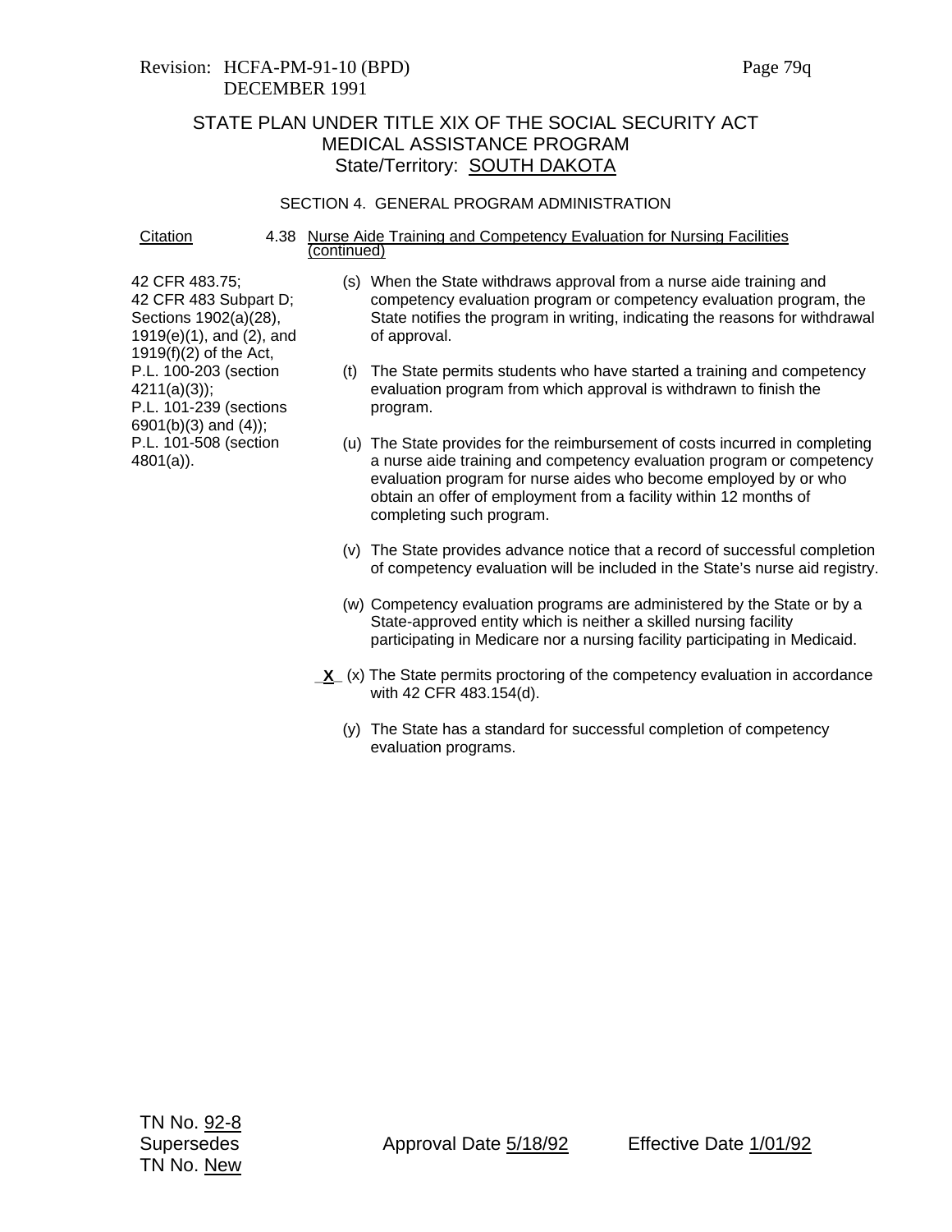Revision: HCFA-PM-91-10 (BPD)
DECEMBER 1991

# STATE PLAN UNDER TITLE XIX OF THE SOCIAL SECURITY ACT
## MEDICAL ASSISTANCE PROGRAM
### State/Territory: SOUTH DAKOTA

SECTION 4. GENERAL PROGRAM ADMINISTRATION

| Citation | 4.38 Nurse Aide Training and Competency Evaluation for Nursing Facilities (continued) |
|---|---|
| 42 CFR 483.75; 42 CFR 483 Subpart D; Sections 1902(a)(28), 1919(e)(1), and (2), and 1919(f)(2) of the Act, P.L. 100-203 (section 4211(a)(3)); P.L. 101-239 (sections 6901(b)(3) and (4)); P.L. 101-508 (section 4801(a)). | (s) When the State withdraws approval from a nurse aide training and competency evaluation program or competency evaluation program, the State notifies the program in writing, indicating the reasons for withdrawal of approval.<br><br>(t) The State permits students who have started a training and competency evaluation program from which approval is withdrawn to finish the program.<br><br>(u) The State provides for the reimbursement of costs incurred in completing a nurse aide training and competency evaluation program or competency evaluation program for nurse aides who become employed by or who obtain an offer of employment from a facility within 12 months of completing such program.<br><br>(v) The State provides advance notice that a record of successful completion of competency evaluation will be included in the State's nurse aid registry.<br><br>(w) Competency evaluation programs are administered by the State or by a State-approved entity which is neither a skilled nursing facility participating in Medicare nor a nursing facility participating in Medicaid.<br><br>_X_ (x) The State permits proctoring of the competency evaluation in accordance with 42 CFR 483.154(d).<br><br>(y) The State has a standard for successful completion of competency evaluation programs. |

TN No. 92-8
Supersedes
TN No. New

Approval Date 5/18/92

Effective Date 1/01/92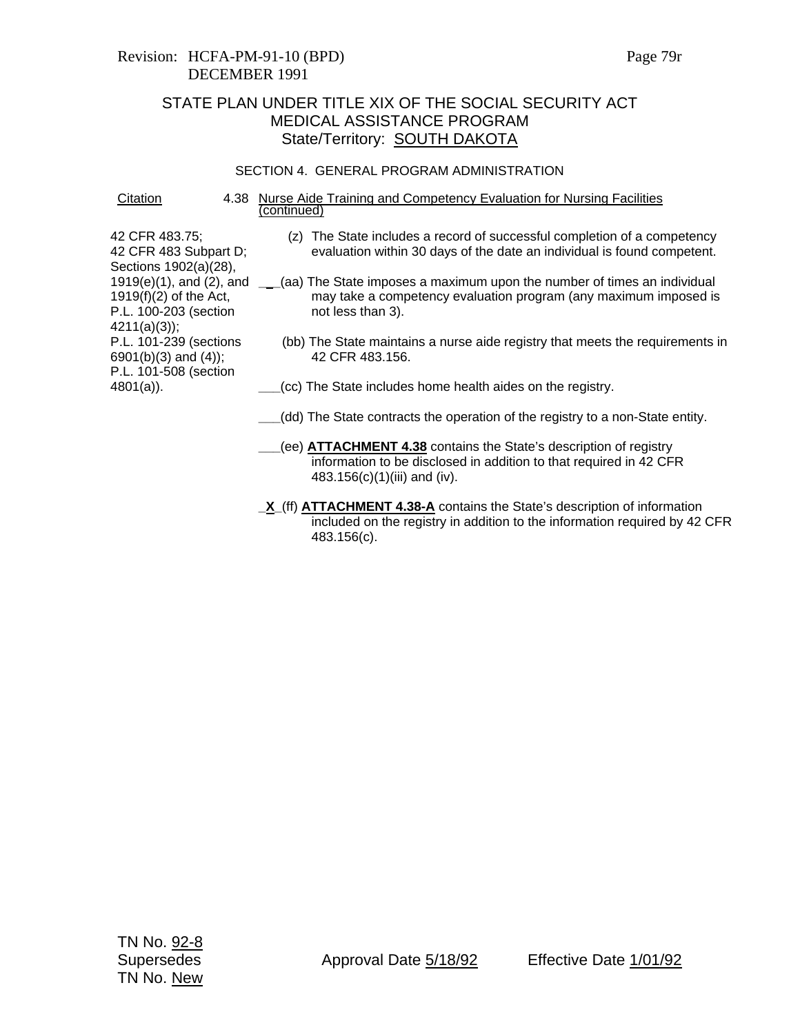Revision: HCFA-PM-91-10 (BPD)
DECEMBER 1991

STATE PLAN UNDER TITLE XIX OF THE SOCIAL SECURITY ACT
MEDICAL ASSISTANCE PROGRAM
State/Territory: SOUTH DAKOTA

SECTION 4. GENERAL PROGRAM ADMINISTRATION

| Citation | 4.38 Nurse Aide Training and Competency Evaluation for Nursing Facilities (continued) |
|---|---|
| 42 CFR 483.75; 42 CFR 483 Subpart D; Sections 1902(a)(28), 1919(e)(1), and (2), and 1919(f)(2) of the Act, P.L. 100-203 (section 4211(a)(3)); P.L. 101-239 (sections 6901(b)(3) and (4)); P.L. 101-508 (section 4801(a)). | (z) The State includes a record of successful completion of a competency evaluation within 30 days of the date an individual is found competent.<br><br>___(aa) The State imposes a maximum upon the number of times an individual may take a competency evaluation program (any maximum imposed is not less than 3).<br><br>(bb) The State maintains a nurse aide registry that meets the requirements in 42 CFR 483.156.<br><br>___(cc) The State includes home health aides on the registry.<br><br>___(dd) The State contracts the operation of the registry to a non-State entity.<br><br>___(ee) **ATTACHMENT 4.38** contains the State's description of registry information to be disclosed in addition to that required in 42 CFR 483.156(c)(1)(iii) and (iv).<br><br>_X_(ff) **ATTACHMENT 4.38-A** contains the State's description of information included on the registry in addition to the information required by 42 CFR 483.156(c). |

TN No. 92-8
Supersedes
TN No. New

Approval Date 5/18/92

Effective Date 1/01/92